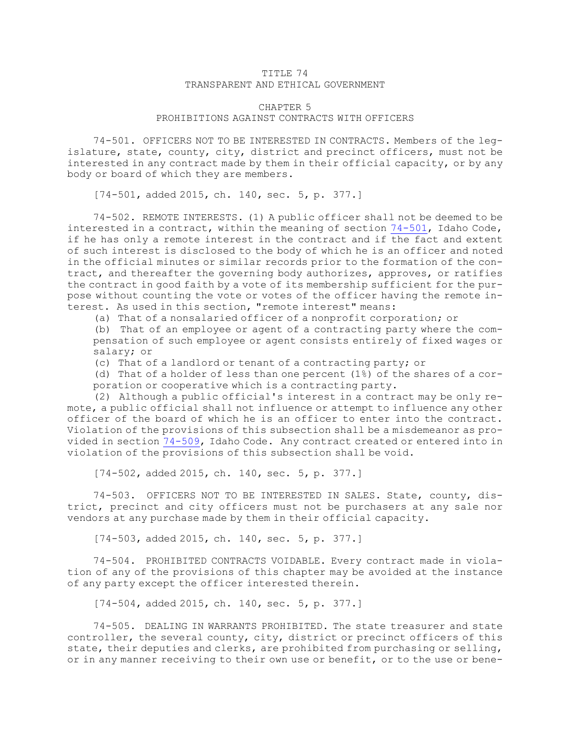# TITLE 74
# TRANSPARENT AND ETHICAL GOVERNMENT

## CHAPTER 5
## PROHIBITIONS AGAINST CONTRACTS WITH OFFICERS

74-501. OFFICERS NOT TO BE INTERESTED IN CONTRACTS. Members of the legislature, state, county, city, district and precinct officers, must not be interested in any contract made by them in their official capacity, or by any body or board of which they are members.

[74-501, added 2015, ch. 140, sec. 5, p. 377.]

74-502. REMOTE INTERESTS. (1) A public officer shall not be deemed to be interested in a contract, within the meaning of section 74-501, Idaho Code, if he has only a remote interest in the contract and if the fact and extent of such interest is disclosed to the body of which he is an officer and noted in the official minutes or similar records prior to the formation of the contract, and thereafter the governing body authorizes, approves, or ratifies the contract in good faith by a vote of its membership sufficient for the purpose without counting the vote or votes of the officer having the remote interest. As used in this section, "remote interest" means:

(a) That of a nonsalaried officer of a nonprofit corporation; or

(b) That of an employee or agent of a contracting party where the compensation of such employee or agent consists entirely of fixed wages or salary; or

(c) That of a landlord or tenant of a contracting party; or

(d) That of a holder of less than one percent (1%) of the shares of a corporation or cooperative which is a contracting party.

(2) Although a public official's interest in a contract may be only remote, a public official shall not influence or attempt to influence any other officer of the board of which he is an officer to enter into the contract. Violation of the provisions of this subsection shall be a misdemeanor as provided in section 74-509, Idaho Code. Any contract created or entered into in violation of the provisions of this subsection shall be void.

[74-502, added 2015, ch. 140, sec. 5, p. 377.]

74-503. OFFICERS NOT TO BE INTERESTED IN SALES. State, county, district, precinct and city officers must not be purchasers at any sale nor vendors at any purchase made by them in their official capacity.

[74-503, added 2015, ch. 140, sec. 5, p. 377.]

74-504. PROHIBITED CONTRACTS VOIDABLE. Every contract made in violation of any of the provisions of this chapter may be avoided at the instance of any party except the officer interested therein.

[74-504, added 2015, ch. 140, sec. 5, p. 377.]

74-505. DEALING IN WARRANTS PROHIBITED. The state treasurer and state controller, the several county, city, district or precinct officers of this state, their deputies and clerks, are prohibited from purchasing or selling, or in any manner receiving to their own use or benefit, or to the use or bene-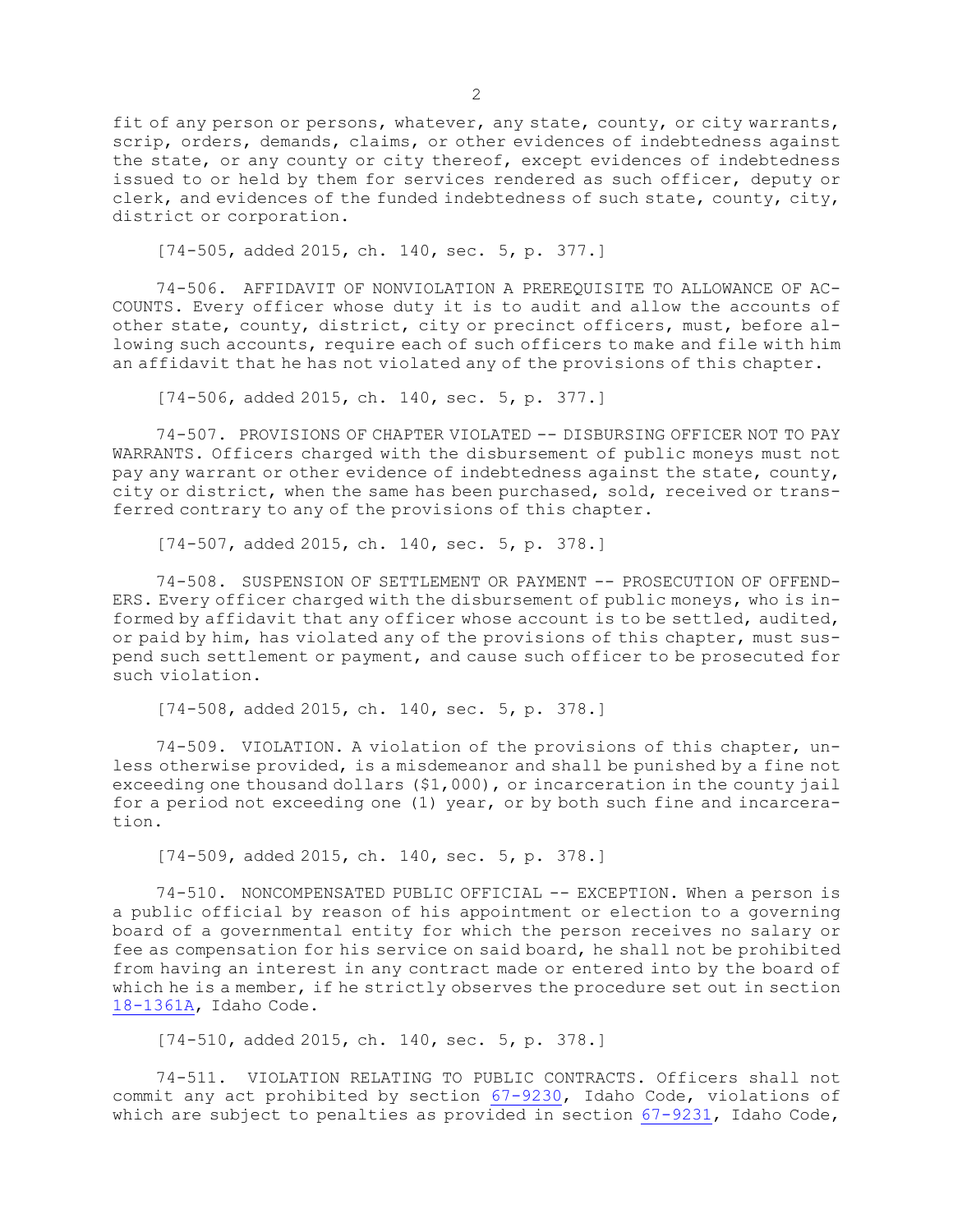fit of any person or persons, whatever, any state, county, or city warrants, scrip, orders, demands, claims, or other evidences of indebtedness against the state, or any county or city thereof, except evidences of indebtedness issued to or held by them for services rendered as such officer, deputy or clerk, and evidences of the funded indebtedness of such state, county, city, district or corporation.

[74-505, added 2015, ch. 140, sec. 5, p. 377.]

74-506. AFFIDAVIT OF NONVIOLATION A PREREQUISITE TO ALLOWANCE OF ACCOUNTS. Every officer whose duty it is to audit and allow the accounts of other state, county, district, city or precinct officers, must, before allowing such accounts, require each of such officers to make and file with him an affidavit that he has not violated any of the provisions of this chapter.

[74-506, added 2015, ch. 140, sec. 5, p. 377.]

74-507. PROVISIONS OF CHAPTER VIOLATED -- DISBURSING OFFICER NOT TO PAY WARRANTS. Officers charged with the disbursement of public moneys must not pay any warrant or other evidence of indebtedness against the state, county, city or district, when the same has been purchased, sold, received or transferred contrary to any of the provisions of this chapter.

[74-507, added 2015, ch. 140, sec. 5, p. 378.]

74-508. SUSPENSION OF SETTLEMENT OR PAYMENT -- PROSECUTION OF OFFENDERS. Every officer charged with the disbursement of public moneys, who is informed by affidavit that any officer whose account is to be settled, audited, or paid by him, has violated any of the provisions of this chapter, must suspend such settlement or payment, and cause such officer to be prosecuted for such violation.

[74-508, added 2015, ch. 140, sec. 5, p. 378.]

74-509. VIOLATION. A violation of the provisions of this chapter, unless otherwise provided, is a misdemeanor and shall be punished by a fine not exceeding one thousand dollars ($1,000), or incarceration in the county jail for a period not exceeding one (1) year, or by both such fine and incarceration.

[74-509, added 2015, ch. 140, sec. 5, p. 378.]

74-510. NONCOMPENSATED PUBLIC OFFICIAL -- EXCEPTION. When a person is a public official by reason of his appointment or election to a governing board of a governmental entity for which the person receives no salary or fee as compensation for his service on said board, he shall not be prohibited from having an interest in any contract made or entered into by the board of which he is a member, if he strictly observes the procedure set out in section 18-1361A, Idaho Code.

[74-510, added 2015, ch. 140, sec. 5, p. 378.]

74-511. VIOLATION RELATING TO PUBLIC CONTRACTS. Officers shall not commit any act prohibited by section 67-9230, Idaho Code, violations of which are subject to penalties as provided in section 67-9231, Idaho Code,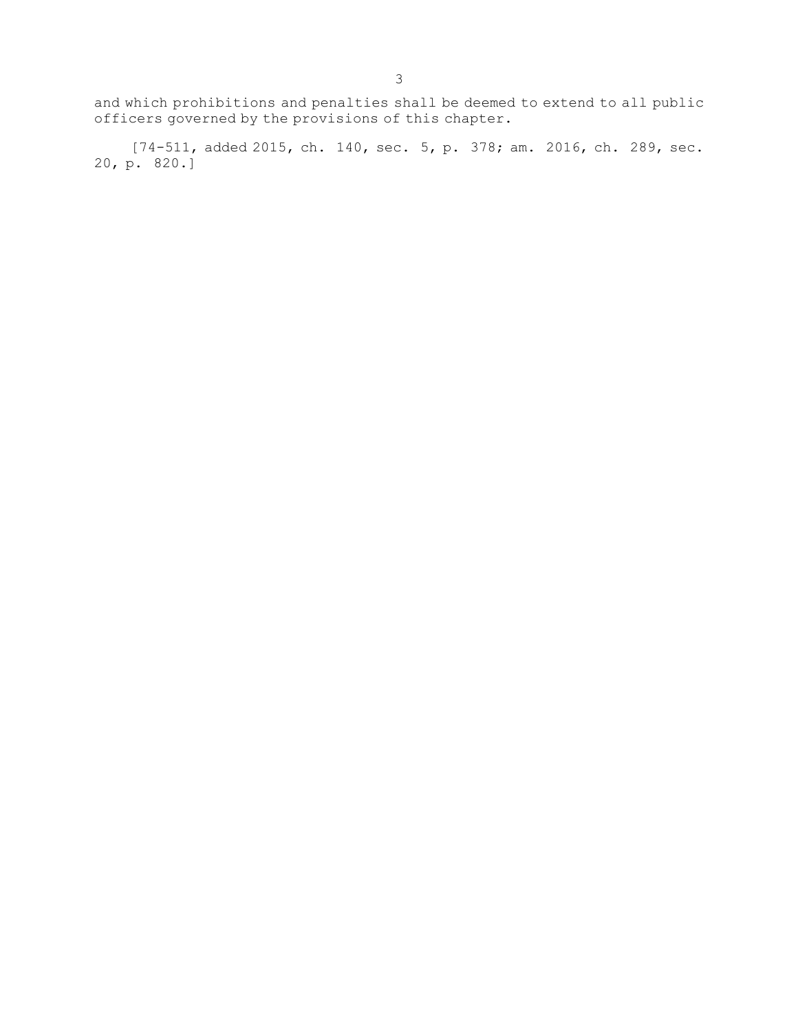and which prohibitions and penalties shall be deemed to extend to all public officers governed by the provisions of this chapter.

[74-511, added 2015, ch. 140, sec. 5, p. 378; am. 2016, ch. 289, sec. 20, p. 820.]